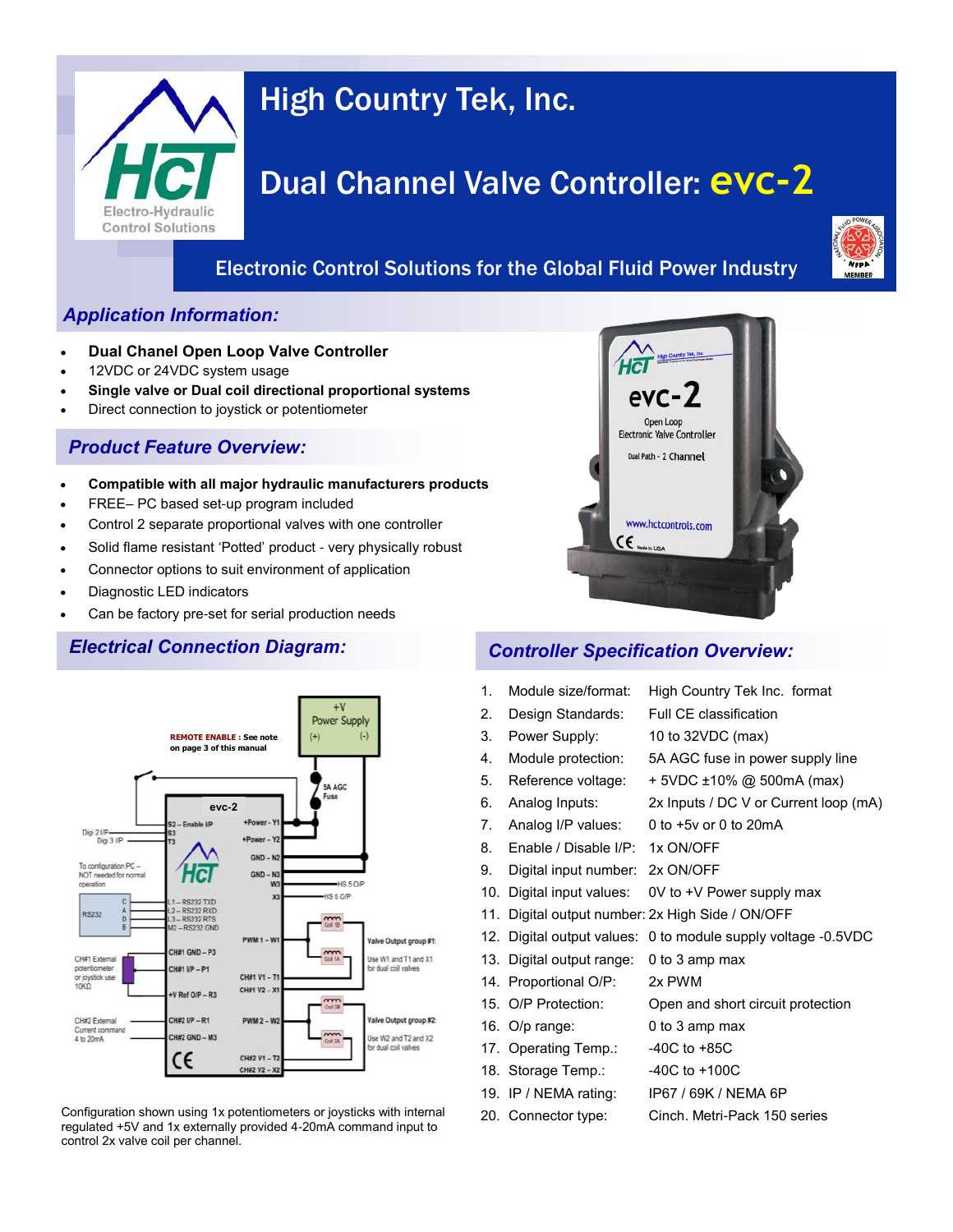# High Country Tek, Inc.

# Dual Channel Valve Controller: evc-2

Electronic Control Solutions for the Global Fluid Power Industry

## *Application Information:*

- **Dual Chanel Open Loop Valve Controller**
- 12VDC or 24VDC system usage
- **Single valve or Dual coil directional proportional systems**
- Direct connection to joystick or potentiometer

## *Product Feature Overview:*

- **Compatible with all major hydraulic manufacturers products**
- FREE– PC based set-up program included
- Control 2 separate proportional valves with one controller
- Solid flame resistant 'Potted' product - very physically robust
- Connector options to suit environment of application
- Diagnostic LED indicators
- Can be factory pre-set for serial production needs

## *Electrical Connection Diagram:*

Configuration shown using 1x potentiometers or joysticks with internal regulated +5V and 1x externally provided 4-20mA command input to control 2x valve coil per channel.

## *Controller Specification Overview:*

1. Module size/format: High Country Tek Inc. format
2. Design Standards: Full CE classification
3. Power Supply: 10 to 32VDC (max)
4. Module protection: 5A AGC fuse in power supply line
5. Reference voltage: + 5VDC ±10% @ 500mA (max)
6. Analog Inputs: 2x Inputs / DC V or Current loop (mA)
7. Analog I/P values: 0 to +5v or 0 to 20mA
8. Enable / Disable I/P: 1x ON/OFF
9. Digital input number: 2x ON/OFF
10. Digital input values: 0V to +V Power supply max
11. Digital output number: 2x High Side / ON/OFF
12. Digital output values: 0 to module supply voltage -0.5VDC
13. Digital output range: 0 to 3 amp max
14. Proportional O/P: 2x PWM
15. O/P Protection: Open and short circuit protection
16. O/p range: 0 to 3 amp max
17. Operating Temp.: -40C to +85C
18. Storage Temp.: -40C to +100C
19. IP / NEMA rating: IP67 / 69K / NEMA 6P
20. Connector type: Cinch. Metri-Pack 150 series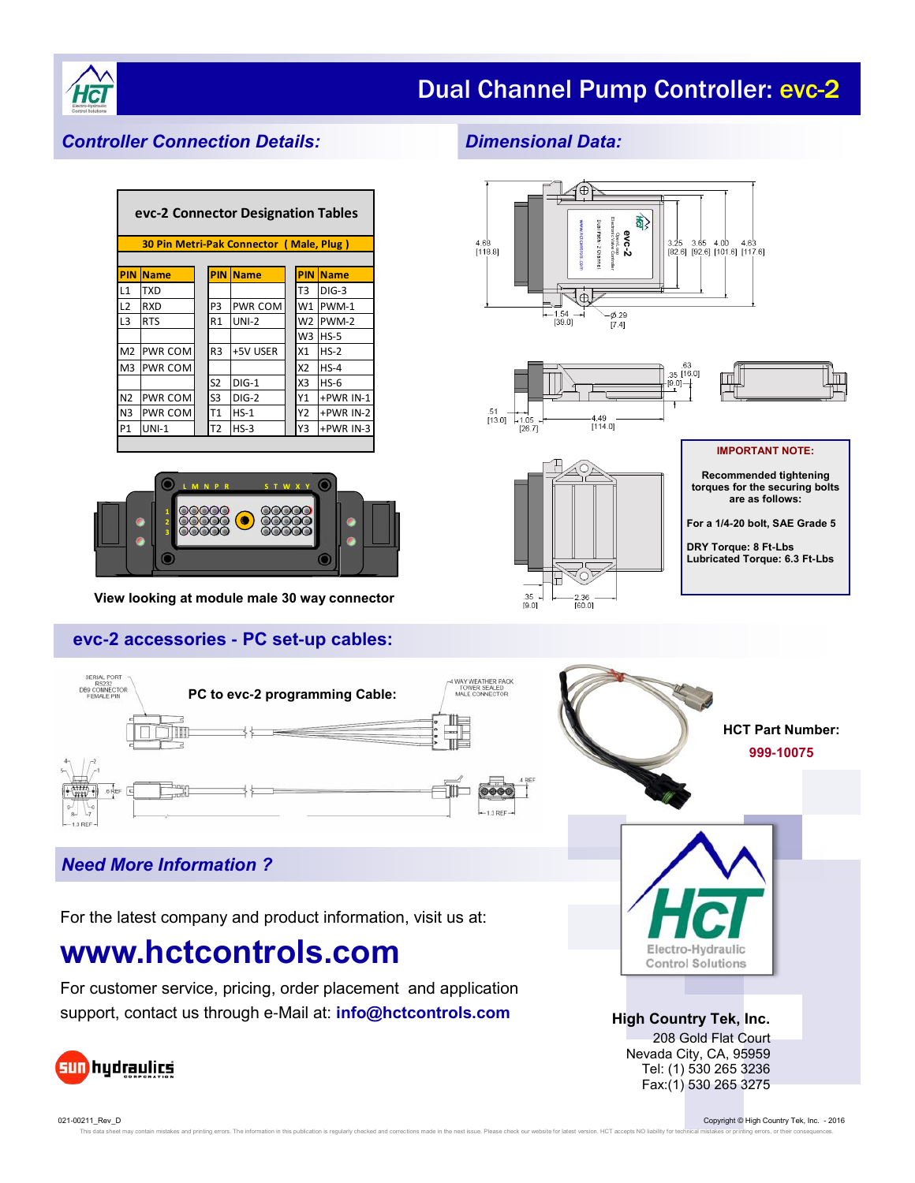# Dual Channel Pump Controller: evc-2

## Controller Connection Details:

**evc-2 Connector Designation Tables**

**30 Pin Metri-Pak Connector ( Male, Plug )**

| PIN | Name | PIN | Name | PIN | Name |
|---|---|---|---|---|---|
| L1 | TXD | | | T3 | DIG-3 |
| L2 | RXD | P3 | PWR COM | W1 | PWM-1 |
| L3 | RTS | R1 | UNI-2 | W2 | PWM-2 |
| | | | | W3 | HS-5 |
| M2 | PWR COM | R3 | +5V USER | X1 | HS-2 |
| M3 | PWR COM | | | X2 | HS-4 |
| | | S2 | DIG-1 | X3 | HS-6 |
| N2 | PWR COM | S3 | DIG-2 | Y1 | +PWR IN-1 |
| N3 | PWR COM | T1 | HS-1 | Y2 | +PWR IN-2 |
| P1 | UNI-1 | T2 | HS-3 | Y3 | +PWR IN-3 |

L M N P R S T W X Y

1
2
3

View looking at module male 30 way connector

## Dimensional Data:

4.68 [118.8]

3.25 [82.6] 3.65 [92.6] 4.00 [101.6] 4.63 [117.6]

1.54 [39.0]

Ø.29 [7.4]

.63 [16.0]

.35 [9.0]

.51 [13.0]

1.05 [26.7]

4.49 [114.0]

.35 [9.0]

2.36 [60.0]

**IMPORTANT NOTE:**

**Recommended tightening torques for the securing bolts are as follows:**

**For a 1/4-20 bolt, SAE Grade 5**

**DRY Torque: 8 Ft-Lbs**
**Lubricated Torque: 6.3 Ft-Lbs**

## evc-2 accessories - PC set-up cables:

**PC to evc-2 programming Cable:**

SERIAL PORT RS232 DB9 CONNECTOR FEMALE PIN

4 WAY WEATHER PACK TOWER SEALED MALE CONNECTOR

**HCT Part Number:**

**999-10075**

## Need More Information ?

For the latest company and product information, visit us at:

# www.hctcontrols.com

For customer service, pricing, order placement and application support, contact us through e-Mail at: **info@hctcontrols.com**

**High Country Tek, Inc.**
208 Gold Flat Court
Nevada City, CA, 95959
Tel: (1) 530 265 3236
Fax:(1) 530 265 3275

021-00211_Rev_D

Copyright © High Country Tek, Inc. - 2016

This data sheet may contain mistakes and printing errors. The information in this publication is regularly checked and corrections made in the next issue. Please check our website for latest version. HCT accepts NO liability for technical mistakes or printing errors, or their consequences.